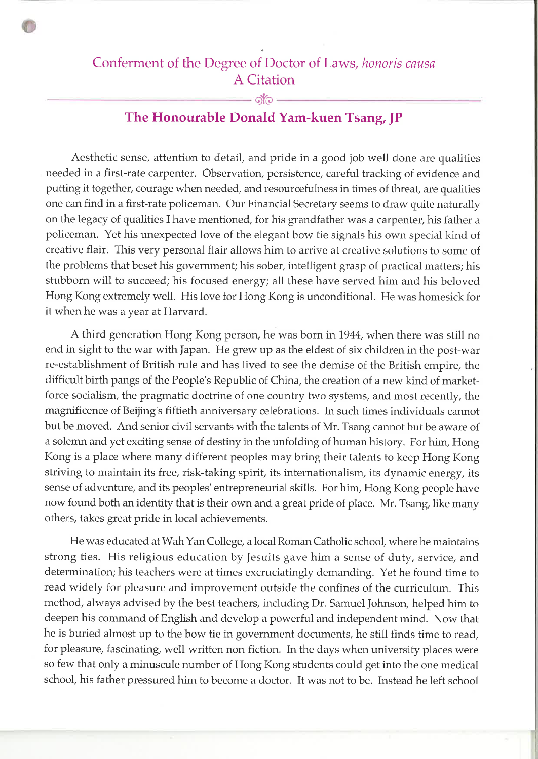# Conferment of the Degree of Doctor of Laws, *honoris causa*
# A Citation

## The Honourable Donald Yam-kuen Tsang, JP

Aesthetic sense, attention to detail, and pride in a good job well done are qualities needed in a first-rate carpenter. Observation, persistence, careful tracking of evidence and putting it together, courage when needed, and resourcefulness in times of threat, are qualities one can find in a first-rate policeman. Our Financial Secretary seems to draw quite naturally on the legacy of qualities I have mentioned, for his grandfather was a carpenter, his father a policeman. Yet his unexpected love of the elegant bow tie signals his own special kind of creative flair. This very personal flair allows him to arrive at creative solutions to some of the problems that beset his government; his sober, intelligent grasp of practical matters; his stubborn will to succeed; his focused energy; all these have served him and his beloved Hong Kong extremely well. His love for Hong Kong is unconditional. He was homesick for it when he was a year at Harvard.

A third generation Hong Kong person, he was born in 1944, when there was still no end in sight to the war with Japan. He grew up as the eldest of six children in the post-war re-establishment of British rule and has lived to see the demise of the British empire, the difficult birth pangs of the People's Republic of China, the creation of a new kind of market-force socialism, the pragmatic doctrine of one country two systems, and most recently, the magnificence of Beijing's fiftieth anniversary celebrations. In such times individuals cannot but be moved. And senior civil servants with the talents of Mr. Tsang cannot but be aware of a solemn and yet exciting sense of destiny in the unfolding of human history. For him, Hong Kong is a place where many different peoples may bring their talents to keep Hong Kong striving to maintain its free, risk-taking spirit, its internationalism, its dynamic energy, its sense of adventure, and its peoples' entrepreneurial skills. For him, Hong Kong people have now found both an identity that is their own and a great pride of place. Mr. Tsang, like many others, takes great pride in local achievements.

He was educated at Wah Yan College, a local Roman Catholic school, where he maintains strong ties. His religious education by Jesuits gave him a sense of duty, service, and determination; his teachers were at times excruciatingly demanding. Yet he found time to read widely for pleasure and improvement outside the confines of the curriculum. This method, always advised by the best teachers, including Dr. Samuel Johnson, helped him to deepen his command of English and develop a powerful and independent mind. Now that he is buried almost up to the bow tie in government documents, he still finds time to read, for pleasure, fascinating, well-written non-fiction. In the days when university places were so few that only a minuscule number of Hong Kong students could get into the one medical school, his father pressured him to become a doctor. It was not to be. Instead he left school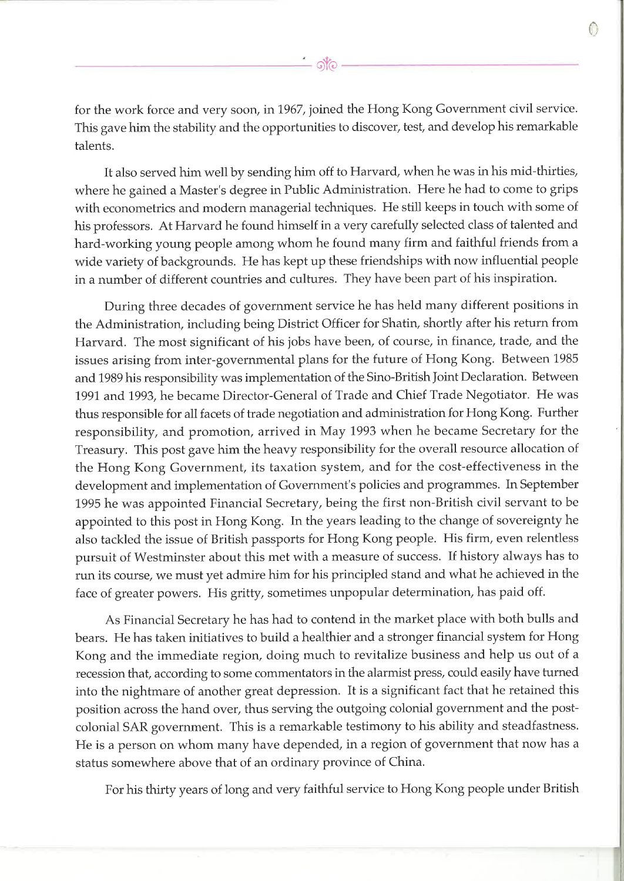for the work force and very soon, in 1967, joined the Hong Kong Government civil service. This gave him the stability and the opportunities to discover, test, and develop his remarkable talents.

It also served him well by sending him off to Harvard, when he was in his mid-thirties, where he gained a Master's degree in Public Administration. Here he had to come to grips with econometrics and modern managerial techniques. He still keeps in touch with some of his professors. At Harvard he found himself in a very carefully selected class of talented and hard-working young people among whom he found many firm and faithful friends from a wide variety of backgrounds. He has kept up these friendships with now influential people in a number of different countries and cultures. They have been part of his inspiration.

During three decades of government service he has held many different positions in the Administration, including being District Officer for Shatin, shortly after his return from Harvard. The most significant of his jobs have been, of course, in finance, trade, and the issues arising from inter-governmental plans for the future of Hong Kong. Between 1985 and 1989 his responsibility was implementation of the Sino-British Joint Declaration. Between 1991 and 1993, he became Director-General of Trade and Chief Trade Negotiator. He was thus responsible for all facets of trade negotiation and administration for Hong Kong. Further responsibility, and promotion, arrived in May 1993 when he became Secretary for the Treasury. This post gave him the heavy responsibility for the overall resource allocation of the Hong Kong Government, its taxation system, and for the cost-effectiveness in the development and implementation of Government's policies and programmes. In September 1995 he was appointed Financial Secretary, being the first non-British civil servant to be appointed to this post in Hong Kong. In the years leading to the change of sovereignty he also tackled the issue of British passports for Hong Kong people. His firm, even relentless pursuit of Westminster about this met with a measure of success. If history always has to run its course, we must yet admire him for his principled stand and what he achieved in the face of greater powers. His gritty, sometimes unpopular determination, has paid off.

As Financial Secretary he has had to contend in the market place with both bulls and bears. He has taken initiatives to build a healthier and a stronger financial system for Hong Kong and the immediate region, doing much to revitalize business and help us out of a recession that, according to some commentators in the alarmist press, could easily have turned into the nightmare of another great depression. It is a significant fact that he retained this position across the hand over, thus serving the outgoing colonial government and the post-colonial SAR government. This is a remarkable testimony to his ability and steadfastness. He is a person on whom many have depended, in a region of government that now has a status somewhere above that of an ordinary province of China.

For his thirty years of long and very faithful service to Hong Kong people under British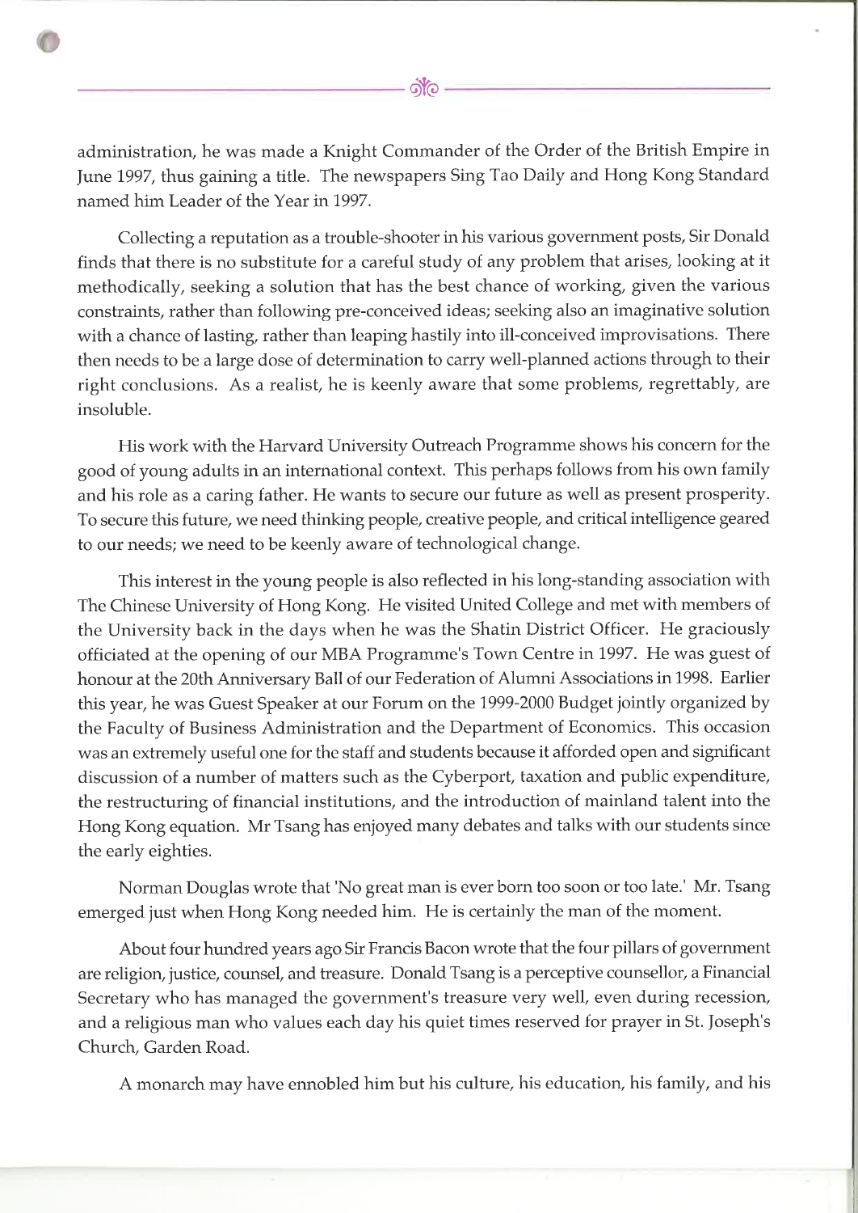administration, he was made a Knight Commander of the Order of the British Empire in June 1997, thus gaining a title. The newspapers Sing Tao Daily and Hong Kong Standard named him Leader of the Year in 1997.

Collecting a reputation as a trouble-shooter in his various government posts, Sir Donald finds that there is no substitute for a careful study of any problem that arises, looking at it methodically, seeking a solution that has the best chance of working, given the various constraints, rather than following pre-conceived ideas; seeking also an imaginative solution with a chance of lasting, rather than leaping hastily into ill-conceived improvisations. There then needs to be a large dose of determination to carry well-planned actions through to their right conclusions. As a realist, he is keenly aware that some problems, regrettably, are insoluble.

His work with the Harvard University Outreach Programme shows his concern for the good of young adults in an international context. This perhaps follows from his own family and his role as a caring father. He wants to secure our future as well as present prosperity. To secure this future, we need thinking people, creative people, and critical intelligence geared to our needs; we need to be keenly aware of technological change.

This interest in the young people is also reflected in his long-standing association with The Chinese University of Hong Kong. He visited United College and met with members of the University back in the days when he was the Shatin District Officer. He graciously officiated at the opening of our MBA Programme's Town Centre in 1997. He was guest of honour at the 20th Anniversary Ball of our Federation of Alumni Associations in 1998. Earlier this year, he was Guest Speaker at our Forum on the 1999-2000 Budget jointly organized by the Faculty of Business Administration and the Department of Economics. This occasion was an extremely useful one for the staff and students because it afforded open and significant discussion of a number of matters such as the Cyberport, taxation and public expenditure, the restructuring of financial institutions, and the introduction of mainland talent into the Hong Kong equation. Mr Tsang has enjoyed many debates and talks with our students since the early eighties.

Norman Douglas wrote that 'No great man is ever born too soon or too late.' Mr. Tsang emerged just when Hong Kong needed him. He is certainly the man of the moment.

About four hundred years ago Sir Francis Bacon wrote that the four pillars of government are religion, justice, counsel, and treasure. Donald Tsang is a perceptive counsellor, a Financial Secretary who has managed the government's treasure very well, even during recession, and a religious man who values each day his quiet times reserved for prayer in St. Joseph's Church, Garden Road.

A monarch may have ennobled him but his culture, his education, his family, and his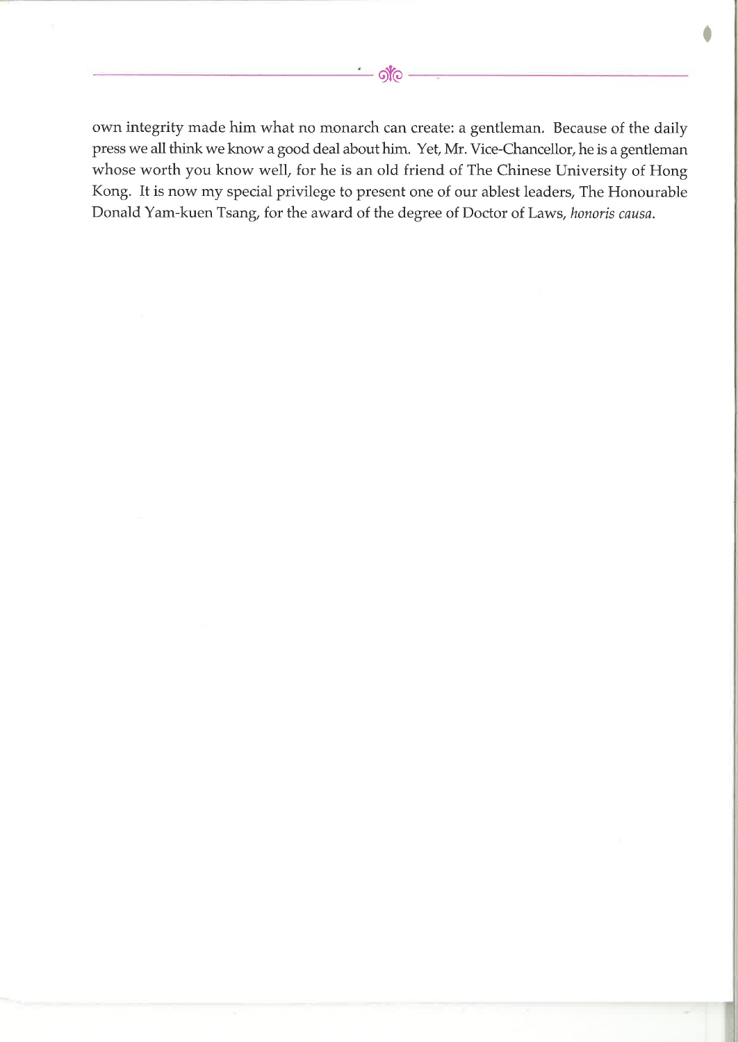own integrity made him what no monarch can create: a gentleman. Because of the daily press we all think we know a good deal about him. Yet, Mr. Vice-Chancellor, he is a gentleman whose worth you know well, for he is an old friend of The Chinese University of Hong Kong. It is now my special privilege to present one of our ablest leaders, The Honourable Donald Yam-kuen Tsang, for the award of the degree of Doctor of Laws, *honoris causa*.